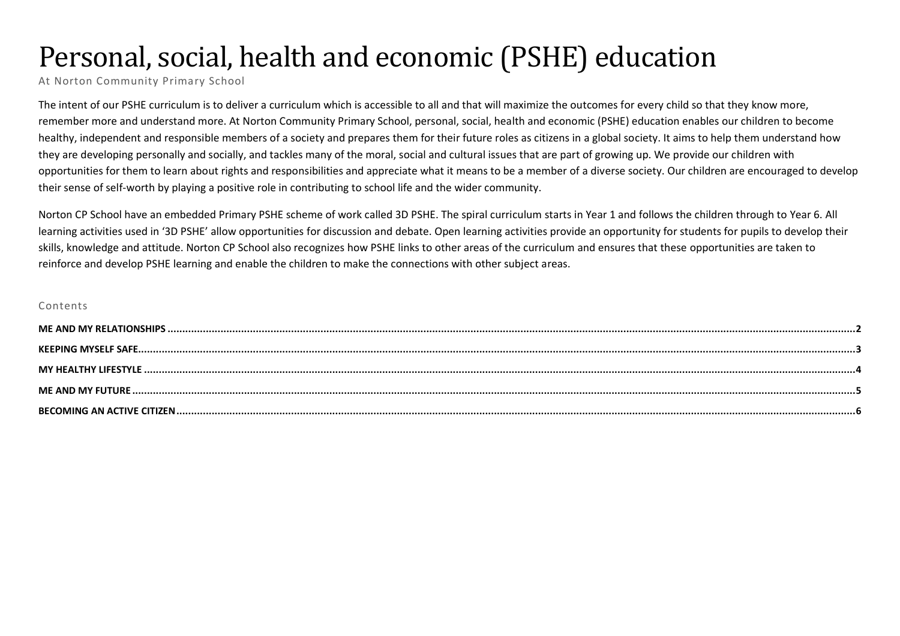# Personal, social, health and economic (PSHE) education

At Norton Community Primary School

The intent of our PSHE curriculum is to deliver a curriculum which is accessible to all and that will maximize the outcomes for every child so that they know more, remember more and understand more. At Norton Community Primary School, personal, social, health and economic (PSHE) education enables our children to become healthy, independent and responsible members of a society and prepares them for their future roles as citizens in a global society. It aims to help them understand how they are developing personally and socially, and tackles many of the moral, social and cultural issues that are part of growing up. We provide our children with opportunities for them to learn about rights and responsibilities and appreciate what it means to be a member of a diverse society. Our children are encouraged to develop their sense of self-worth by playing a positive role in contributing to school life and the wider community.

Norton CP School have an embedded Primary PSHE scheme of work called 3D PSHE. The spiral curriculum starts in Year 1 and follows the children through to Year 6. All learning activities used in '3D PSHE' allow opportunities for discussion and debate. Open learning activities provide an opportunity for students for pupils to develop their skills, knowledge and attitude. Norton CP School also recognizes how PSHE links to other areas of the curriculum and ensures that these opportunities are taken to reinforce and develop PSHE learning and enable the children to make the connections with other subject areas.

## Contents

**ME AND MY RELATIONSHIPS** ........ 2

**KEEPING MYSELF SAFE** ........ 3

**MY HEALTHY LIFESTYLE** ........ 4

**ME AND MY FUTURE** ........ 5

**BECOMING AN ACTIVE CITIZEN** ........ 6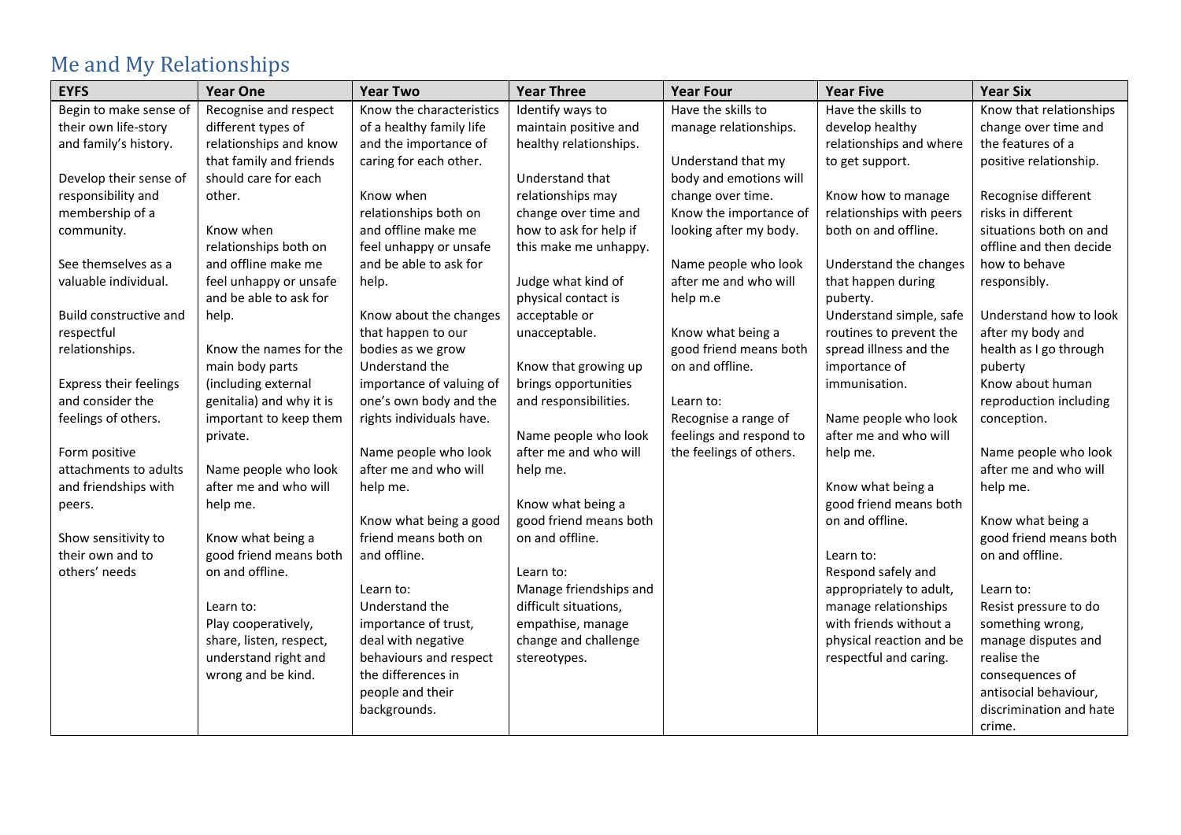# Me and My Relationships

| EYFS | Year One | Year Two | Year Three | Year Four | Year Five | Year Six |
|---|---|---|---|---|---|---|
| Begin to make sense of their own life-story and family's history.<br><br>Develop their sense of responsibility and membership of a community.<br><br>See themselves as a valuable individual.<br><br>Build constructive and respectful relationships.<br><br>Express their feelings and consider the feelings of others.<br><br>Form positive attachments to adults and friendships with peers.<br><br>Show sensitivity to their own and to others' needs | Recognise and respect different types of relationships and know that family and friends should care for each other.<br><br>Know when relationships both on and offline make me feel unhappy or unsafe and be able to ask for help.<br><br>Know the names for the main body parts (including external genitalia) and why it is important to keep them private.<br><br>Name people who look after me and who will help me.<br><br>Know what being a good friend means both on and offline.<br><br>Learn to:<br>Play cooperatively, share, listen, respect, understand right and wrong and be kind. | Know the characteristics of a healthy family life and the importance of caring for each other.<br><br>Know when relationships both on and offline make me feel unhappy or unsafe and be able to ask for help.<br><br>Know about the changes that happen to our bodies as we grow<br>Understand the importance of valuing of one's own body and the rights individuals have.<br><br>Name people who look after me and who will help me.<br><br>Know what being a good friend means both on and offline.<br><br>Learn to:<br>Understand the importance of trust, deal with negative behaviours and respect the differences in people and their backgrounds. | Identify ways to maintain positive and healthy relationships.<br><br>Understand that relationships may change over time and how to ask for help if this make me unhappy.<br><br>Judge what kind of physical contact is acceptable or unacceptable.<br><br>Know that growing up brings opportunities and responsibilities.<br><br>Name people who look after me and who will help me.<br><br>Know what being a good friend means both on and offline.<br><br>Learn to:<br>Manage friendships and difficult situations, empathise, manage change and challenge stereotypes. | Have the skills to manage relationships.<br><br>Understand that my body and emotions will change over time.<br>Know the importance of looking after my body.<br><br>Name people who look after me and who will help m.e<br><br>Know what being a good friend means both on and offline.<br><br>Learn to:<br>Recognise a range of feelings and respond to the feelings of others. | Have the skills to develop healthy relationships and where to get support.<br><br>Know how to manage relationships with peers both on and offline.<br><br>Understand the changes that happen during puberty.<br>Understand simple, safe routines to prevent the spread illness and the importance of immunisation.<br><br>Name people who look after me and who will help me.<br><br>Know what being a good friend means both on and offline.<br><br>Learn to:<br>Respond safely and appropriately to adult, manage relationships with friends without a physical reaction and be respectful and caring. | Know that relationships change over time and the features of a positive relationship.<br><br>Recognise different risks in different situations both on and offline and then decide how to behave responsibly.<br><br>Understand how to look after my body and health as I go through puberty<br>Know about human reproduction including conception.<br><br>Name people who look after me and who will help me.<br><br>Know what being a good friend means both on and offline.<br><br>Learn to:<br>Resist pressure to do something wrong, manage disputes and realise the consequences of antisocial behaviour, discrimination and hate crime. |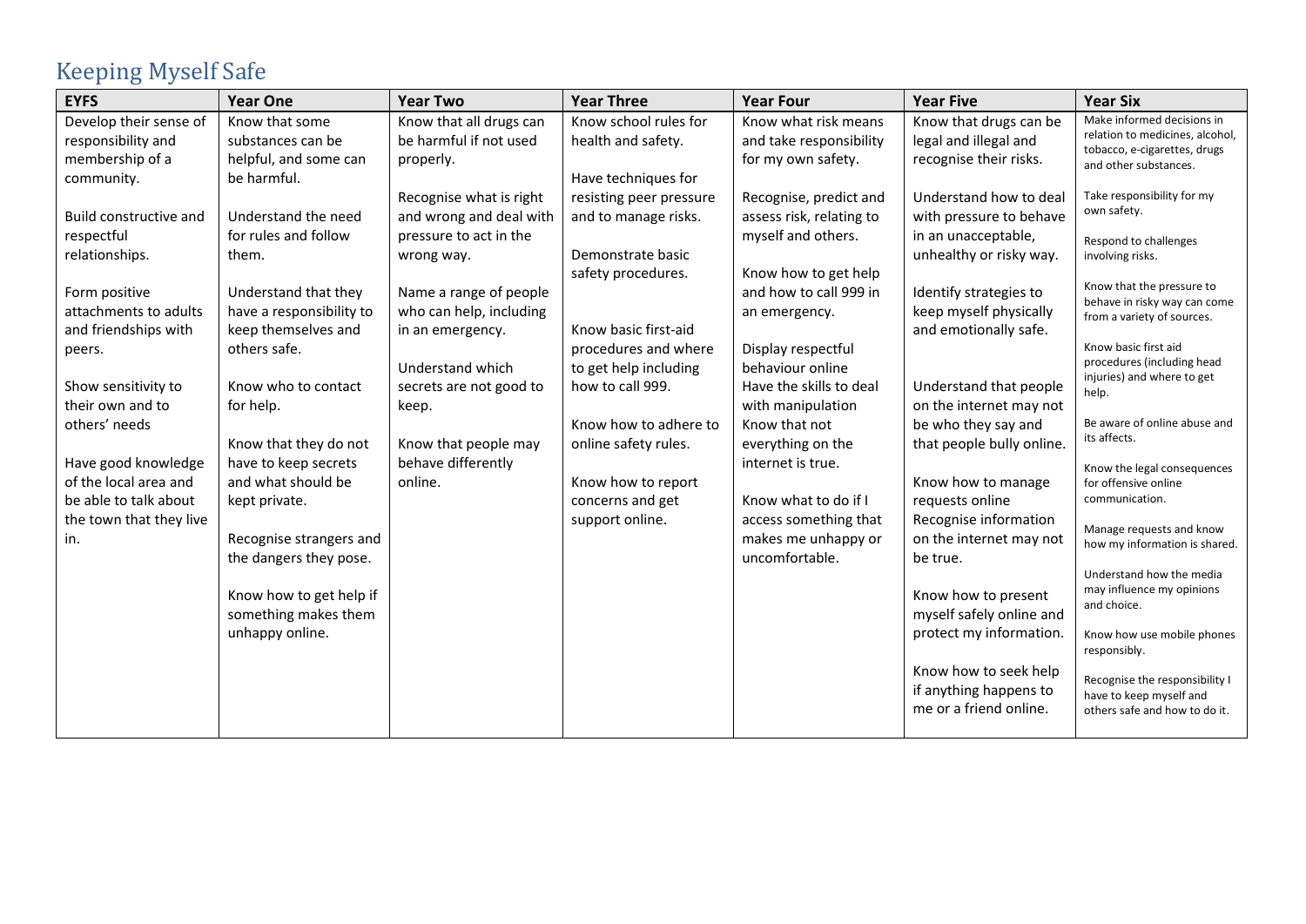# Keeping Myself Safe

| EYFS | Year One | Year Two | Year Three | Year Four | Year Five | Year Six |
|---|---|---|---|---|---|---|
| Develop their sense of responsibility and membership of a community.<br><br>Build constructive and respectful relationships.<br><br>Form positive attachments to adults and friendships with peers.<br><br>Show sensitivity to their own and to others' needs<br><br>Have good knowledge of the local area and be able to talk about the town that they live in. | Know that some substances can be helpful, and some can be harmful.<br><br>Understand the need for rules and follow them.<br><br>Understand that they have a responsibility to keep themselves and others safe.<br><br>Know who to contact for help.<br><br>Know that they do not have to keep secrets and what should be kept private.<br><br>Recognise strangers and the dangers they pose.<br><br>Know how to get help if something makes them unhappy online. | Know that all drugs can be harmful if not used properly.<br><br>Recognise what is right and wrong and deal with pressure to act in the wrong way.<br><br>Name a range of people who can help, including in an emergency.<br><br>Understand which secrets are not good to keep.<br><br>Know that people may behave differently online. | Know school rules for health and safety.<br><br>Have techniques for resisting peer pressure and to manage risks.<br><br>Demonstrate basic safety procedures.<br><br>Know basic first-aid procedures and where to get help including how to call 999.<br><br>Know how to adhere to online safety rules.<br><br>Know how to report concerns and get support online. | Know what risk means and take responsibility for my own safety.<br><br>Recognise, predict and assess risk, relating to myself and others.<br><br>Know how to get help and how to call 999 in an emergency.<br><br>Display respectful behaviour online<br>Have the skills to deal with manipulation<br>Know that not everything on the internet is true.<br><br>Know what to do if I access something that makes me unhappy or uncomfortable. | Know that drugs can be legal and illegal and recognise their risks.<br><br>Understand how to deal with pressure to behave in an unacceptable, unhealthy or risky way.<br><br>Identify strategies to keep myself physically and emotionally safe.<br><br>Understand that people on the internet may not be who they say and that people bully online.<br><br>Know how to manage requests online<br>Recognise information on the internet may not be true.<br><br>Know how to present myself safely online and protect my information.<br><br>Know how to seek help if anything happens to me or a friend online. | Make informed decisions in relation to medicines, alcohol, tobacco, e-cigarettes, drugs and other substances.<br><br>Take responsibility for my own safety.<br><br>Respond to challenges involving risks.<br><br>Know that the pressure to behave in risky way can come from a variety of sources.<br><br>Know basic first aid procedures (including head injuries) and where to get help.<br><br>Be aware of online abuse and its affects.<br><br>Know the legal consequences for offensive online communication.<br><br>Manage requests and know how my information is shared.<br><br>Understand how the media may influence my opinions and choice.<br><br>Know how use mobile phones responsibly.<br><br>Recognise the responsibility I have to keep myself and others safe and how to do it. |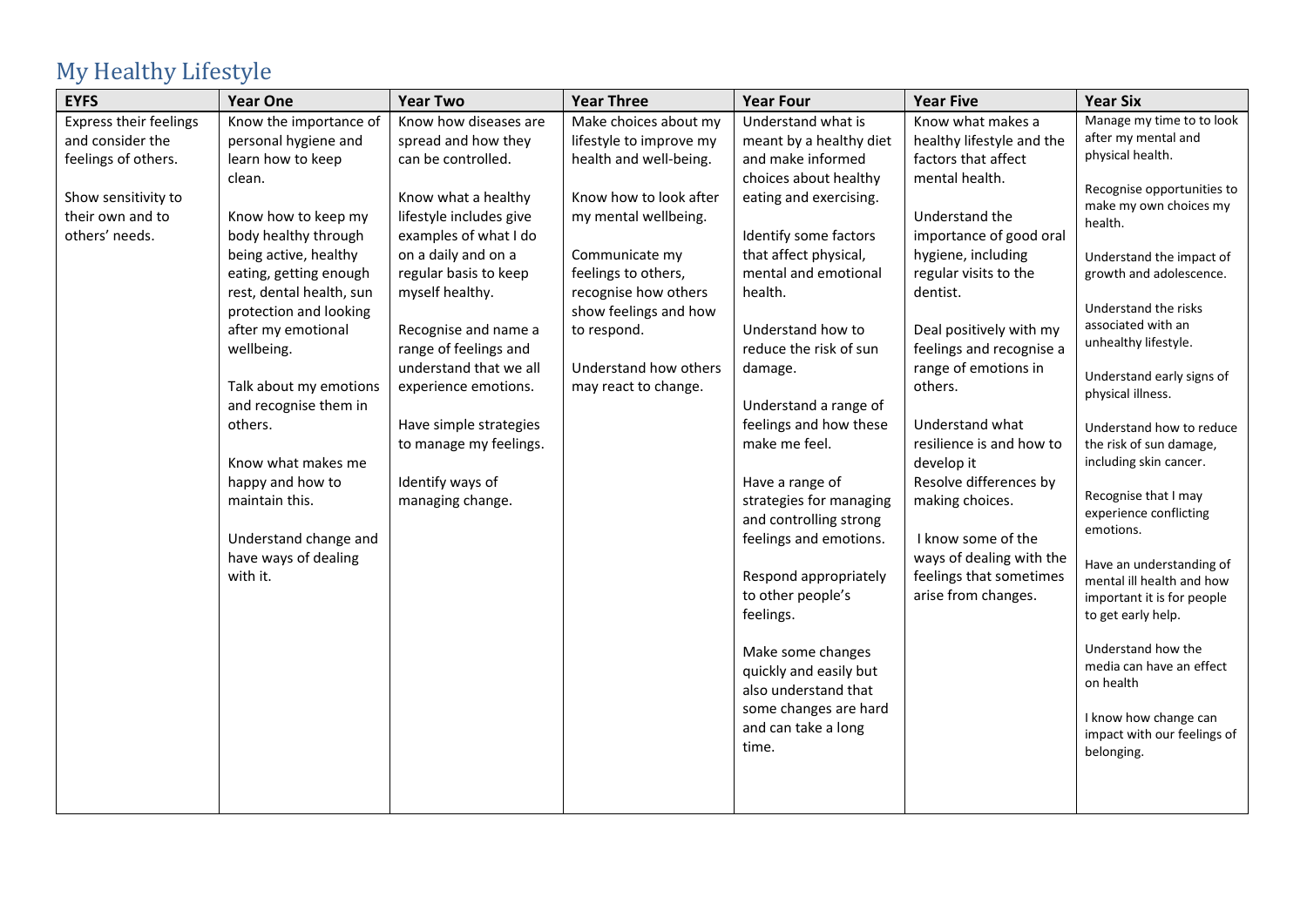# My Healthy Lifestyle

| EYFS | Year One | Year Two | Year Three | Year Four | Year Five | Year Six |
|---|---|---|---|---|---|---|
| Express their feelings and consider the feelings of others.<br><br>Show sensitivity to their own and to others' needs. | Know the importance of personal hygiene and learn how to keep clean.<br><br>Know how to keep my body healthy through being active, healthy eating, getting enough rest, dental health, sun protection and looking after my emotional wellbeing.<br><br>Talk about my emotions and recognise them in others.<br><br>Know what makes me happy and how to maintain this.<br><br>Understand change and have ways of dealing with it. | Know how diseases are spread and how they can be controlled.<br><br>Know what a healthy lifestyle includes give examples of what I do on a daily and on a regular basis to keep myself healthy.<br><br>Recognise and name a range of feelings and understand that we all experience emotions.<br><br>Have simple strategies to manage my feelings.<br><br>Identify ways of managing change. | Make choices about my lifestyle to improve my health and well-being.<br><br>Know how to look after my mental wellbeing.<br><br>Communicate my feelings to others, recognise how others show feelings and how to respond.<br><br>Understand how others may react to change. | Understand what is meant by a healthy diet and make informed choices about healthy eating and exercising.<br><br>Identify some factors that affect physical, mental and emotional health.<br><br>Understand how to reduce the risk of sun damage.<br><br>Understand a range of feelings and how these make me feel.<br><br>Have a range of strategies for managing and controlling strong feelings and emotions.<br><br>Respond appropriately to other people's feelings.<br><br>Make some changes quickly and easily but also understand that some changes are hard and can take a long time. | Know what makes a healthy lifestyle and the factors that affect mental health.<br><br>Understand the importance of good oral hygiene, including regular visits to the dentist.<br><br>Deal positively with my feelings and recognise a range of emotions in others.<br><br>Understand what resilience is and how to develop it<br>Resolve differences by making choices.<br><br>I know some of the ways of dealing with the feelings that sometimes arise from changes. | Manage my time to to look after my mental and physical health.<br><br>Recognise opportunities to make my own choices my health.<br><br>Understand the impact of growth and adolescence.<br><br>Understand the risks associated with an unhealthy lifestyle.<br><br>Understand early signs of physical illness.<br><br>Understand how to reduce the risk of sun damage, including skin cancer.<br><br>Recognise that I may experience conflicting emotions.<br><br>Have an understanding of mental ill health and how important it is for people to get early help.<br><br>Understand how the media can have an effect on health<br><br>I know how change can impact with our feelings of belonging. |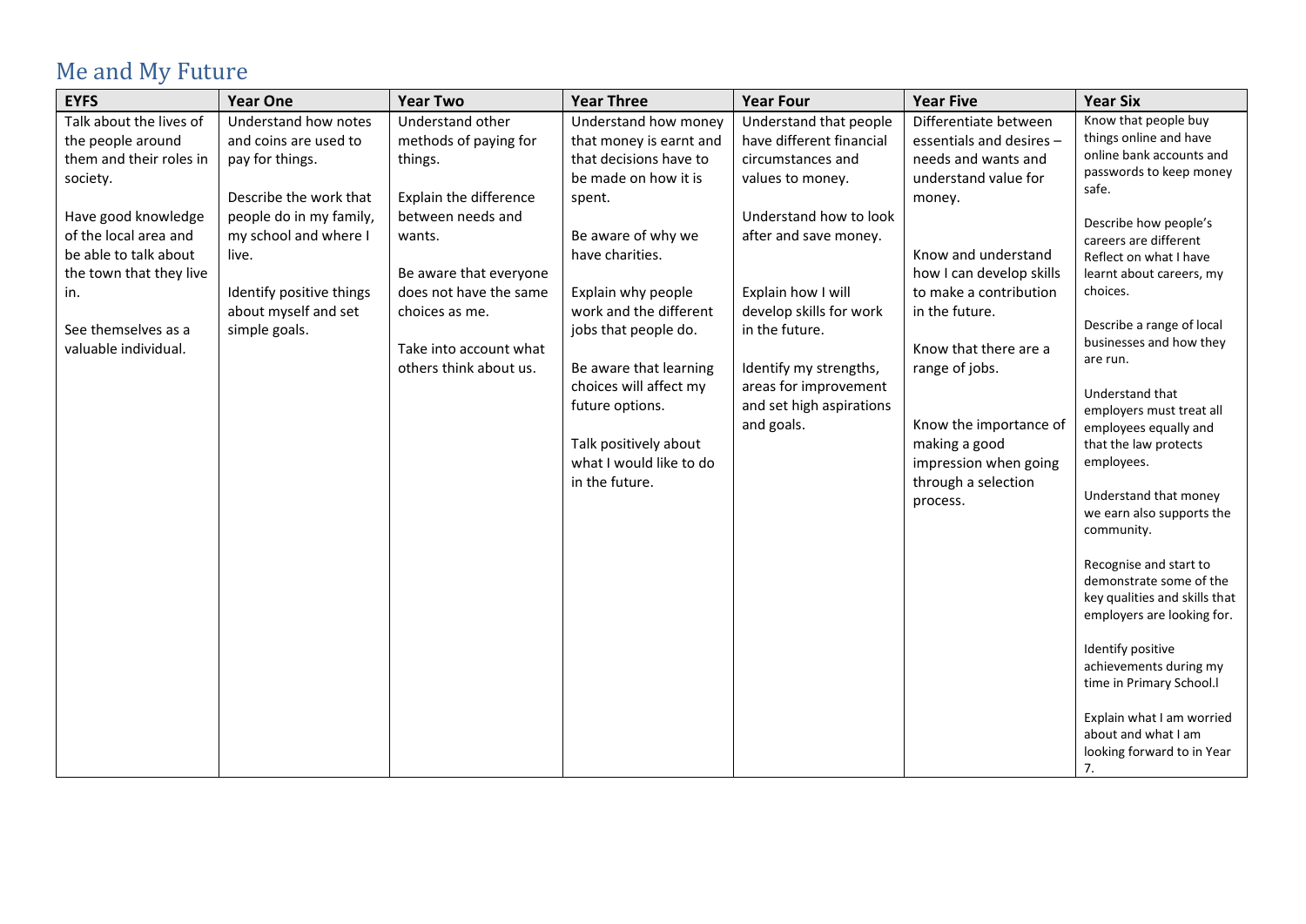# Me and My Future

| EYFS | Year One | Year Two | Year Three | Year Four | Year Five | Year Six |
|---|---|---|---|---|---|---|
| Talk about the lives of the people around them and their roles in society.<br><br>Have good knowledge of the local area and be able to talk about the town that they live in.<br><br>See themselves as a valuable individual. | Understand how notes and coins are used to pay for things.<br><br>Describe the work that people do in my family, my school and where I live.<br><br>Identify positive things about myself and set simple goals. | Understand other methods of paying for things.<br><br>Explain the difference between needs and wants.<br><br>Be aware that everyone does not have the same choices as me.<br><br>Take into account what others think about us. | Understand how money that money is earnt and that decisions have to be made on how it is spent.<br><br>Be aware of why we have charities.<br><br>Explain why people work and the different jobs that people do.<br><br>Be aware that learning choices will affect my future options.<br><br>Talk positively about what I would like to do in the future. | Understand that people have different financial circumstances and values to money.<br><br>Understand how to look after and save money.<br><br>Explain how I will develop skills for work in the future.<br><br>Identify my strengths, areas for improvement and set high aspirations and goals. | Differentiate between essentials and desires – needs and wants and understand value for money.<br><br>Know and understand how I can develop skills to make a contribution in the future.<br><br>Know that there are a range of jobs.<br><br>Know the importance of making a good impression when going through a selection process. | Know that people buy things online and have online bank accounts and passwords to keep money safe.<br><br>Describe how people's careers are different Reflect on what I have learnt about careers, my choices.<br><br>Describe a range of local businesses and how they are run.<br><br>Understand that employers must treat all employees equally and that the law protects employees.<br><br>Understand that money we earn also supports the community.<br><br>Recognise and start to demonstrate some of the key qualities and skills that employers are looking for.<br><br>Identify positive achievements during my time in Primary School.l<br><br>Explain what I am worried about and what I am looking forward to in Year 7. |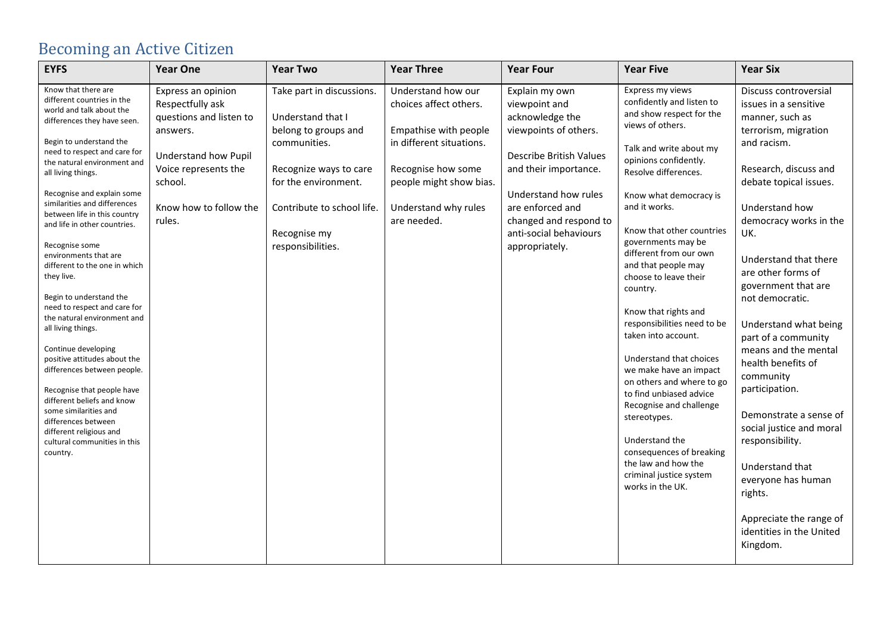# Becoming an Active Citizen

| EYFS | Year One | Year Two | Year Three | Year Four | Year Five | Year Six |
|---|---|---|---|---|---|---|
| Know that there are different countries in the world and talk about the differences they have seen.<br><br>Begin to understand the need to respect and care for the natural environment and all living things.<br><br>Recognise and explain some similarities and differences between life in this country and life in other countries.<br><br>Recognise some environments that are different to the one in which they live.<br><br>Begin to understand the need to respect and care for the natural environment and all living things.<br><br>Continue developing positive attitudes about the differences between people.<br><br>Recognise that people have different beliefs and know some similarities and differences between different religious and cultural communities in this country. | Express an opinion Respectfully ask questions and listen to answers.<br><br>Understand how Pupil Voice represents the school.<br><br>Know how to follow the rules. | Take part in discussions.<br><br>Understand that I belong to groups and communities.<br><br>Recognize ways to care for the environment.<br><br>Contribute to school life.<br><br>Recognise my responsibilities. | Understand how our choices affect others.<br><br>Empathise with people in different situations.<br><br>Recognise how some people might show bias.<br><br>Understand why rules are needed. | Explain my own viewpoint and acknowledge the viewpoints of others.<br><br>Describe British Values and their importance.<br><br>Understand how rules are enforced and changed and respond to anti-social behaviours appropriately. | Express my views confidently and listen to and show respect for the views of others.<br><br>Talk and write about my opinions confidently. Resolve differences.<br><br>Know what democracy is and it works.<br><br>Know that other countries governments may be different from our own and that people may choose to leave their country.<br><br>Know that rights and responsibilities need to be taken into account.<br><br>Understand that choices we make have an impact on others and where to go to find unbiased advice Recognise and challenge stereotypes.<br><br>Understand the consequences of breaking the law and how the criminal justice system works in the UK. | Discuss controversial issues in a sensitive manner, such as terrorism, migration and racism.<br><br>Research, discuss and debate topical issues.<br><br>Understand how democracy works in the UK.<br><br>Understand that there are other forms of government that are not democratic.<br><br>Understand what being part of a community means and the mental health benefits of community participation.<br><br>Demonstrate a sense of social justice and moral responsibility.<br><br>Understand that everyone has human rights.<br><br>Appreciate the range of identities in the United Kingdom. |